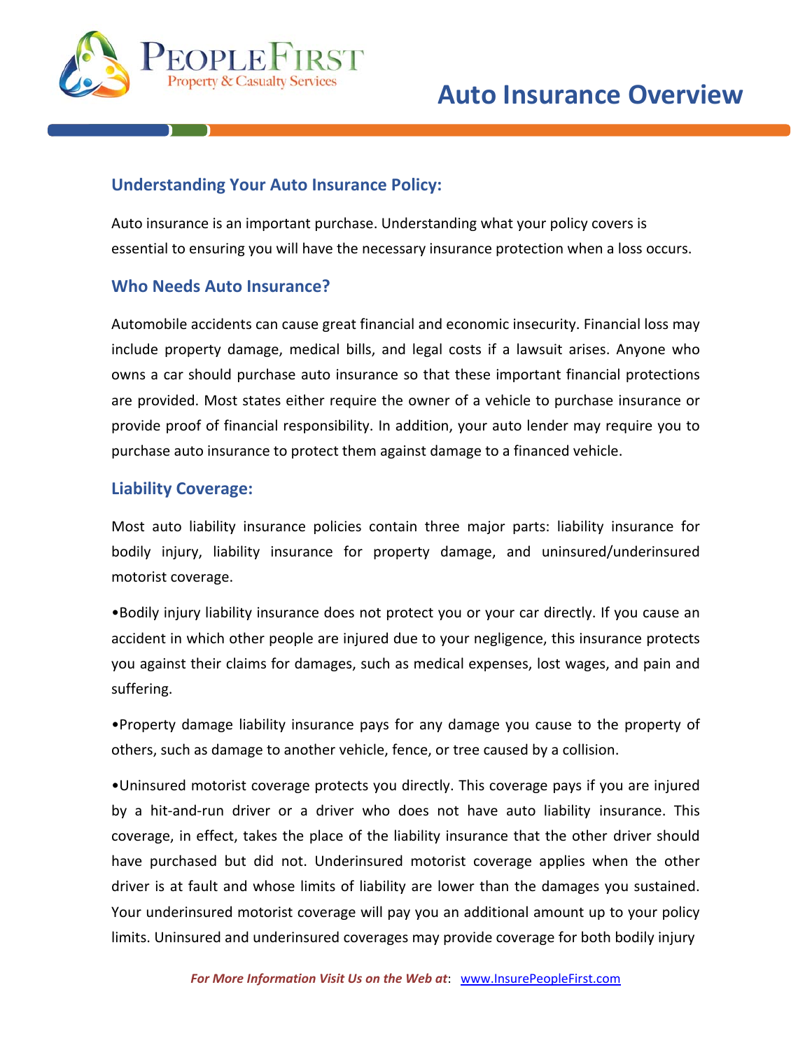# Auto Insurance Overview

## Understanding Your Auto Insurance Policy:

Auto insurance is an important purchase. Understanding what your policy covers is essential to ensuring you will have the necessary insurance protection when a loss occurs.

## Who Needs Auto Insurance?

Automobile accidents can cause great financial and economic insecurity. Financial loss may include property damage, medical bills, and legal costs if a lawsuit arises. Anyone who owns a car should purchase auto insurance so that these important financial protections are provided. Most states either require the owner of a vehicle to purchase insurance or provide proof of financial responsibility. In addition, your auto lender may require you to purchase auto insurance to protect them against damage to a financed vehicle.

## Liability Coverage:

Most auto liability insurance policies contain three major parts: liability insurance for bodily injury, liability insurance for property damage, and uninsured/underinsured motorist coverage.

•Bodily injury liability insurance does not protect you or your car directly. If you cause an accident in which other people are injured due to your negligence, this insurance protects you against their claims for damages, such as medical expenses, lost wages, and pain and suffering.

•Property damage liability insurance pays for any damage you cause to the property of others, such as damage to another vehicle, fence, or tree caused by a collision.

•Uninsured motorist coverage protects you directly. This coverage pays if you are injured by a hit-and-run driver or a driver who does not have auto liability insurance. This coverage, in effect, takes the place of the liability insurance that the other driver should have purchased but did not. Underinsured motorist coverage applies when the other driver is at fault and whose limits of liability are lower than the damages you sustained. Your underinsured motorist coverage will pay you an additional amount up to your policy limits. Uninsured and underinsured coverages may provide coverage for both bodily injury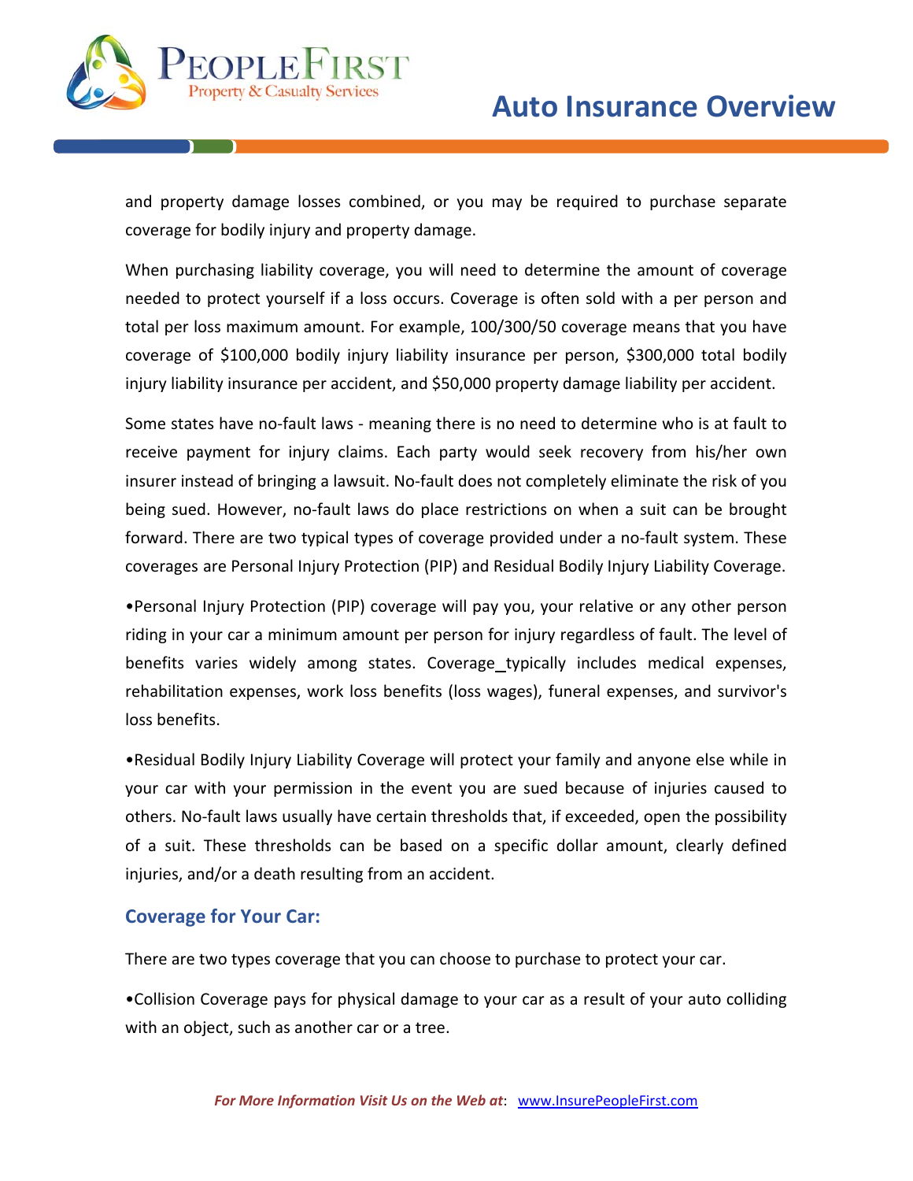and property damage losses combined, or you may be required to purchase separate coverage for bodily injury and property damage.

When purchasing liability coverage, you will need to determine the amount of coverage needed to protect yourself if a loss occurs. Coverage is often sold with a per person and total per loss maximum amount. For example, 100/300/50 coverage means that you have coverage of $100,000 bodily injury liability insurance per person, $300,000 total bodily injury liability insurance per accident, and $50,000 property damage liability per accident.

Some states have no-fault laws - meaning there is no need to determine who is at fault to receive payment for injury claims. Each party would seek recovery from his/her own insurer instead of bringing a lawsuit. No-fault does not completely eliminate the risk of you being sued. However, no-fault laws do place restrictions on when a suit can be brought forward. There are two typical types of coverage provided under a no-fault system. These coverages are Personal Injury Protection (PIP) and Residual Bodily Injury Liability Coverage.

- Personal Injury Protection (PIP) coverage will pay you, your relative or any other person riding in your car a minimum amount per person for injury regardless of fault. The level of benefits varies widely among states. Coverage typically includes medical expenses, rehabilitation expenses, work loss benefits (loss wages), funeral expenses, and survivor's loss benefits.

- Residual Bodily Injury Liability Coverage will protect your family and anyone else while in your car with your permission in the event you are sued because of injuries caused to others. No-fault laws usually have certain thresholds that, if exceeded, open the possibility of a suit. These thresholds can be based on a specific dollar amount, clearly defined injuries, and/or a death resulting from an accident.

### Coverage for Your Car:

There are two types coverage that you can choose to purchase to protect your car.

- Collision Coverage pays for physical damage to your car as a result of your auto colliding with an object, such as another car or a tree.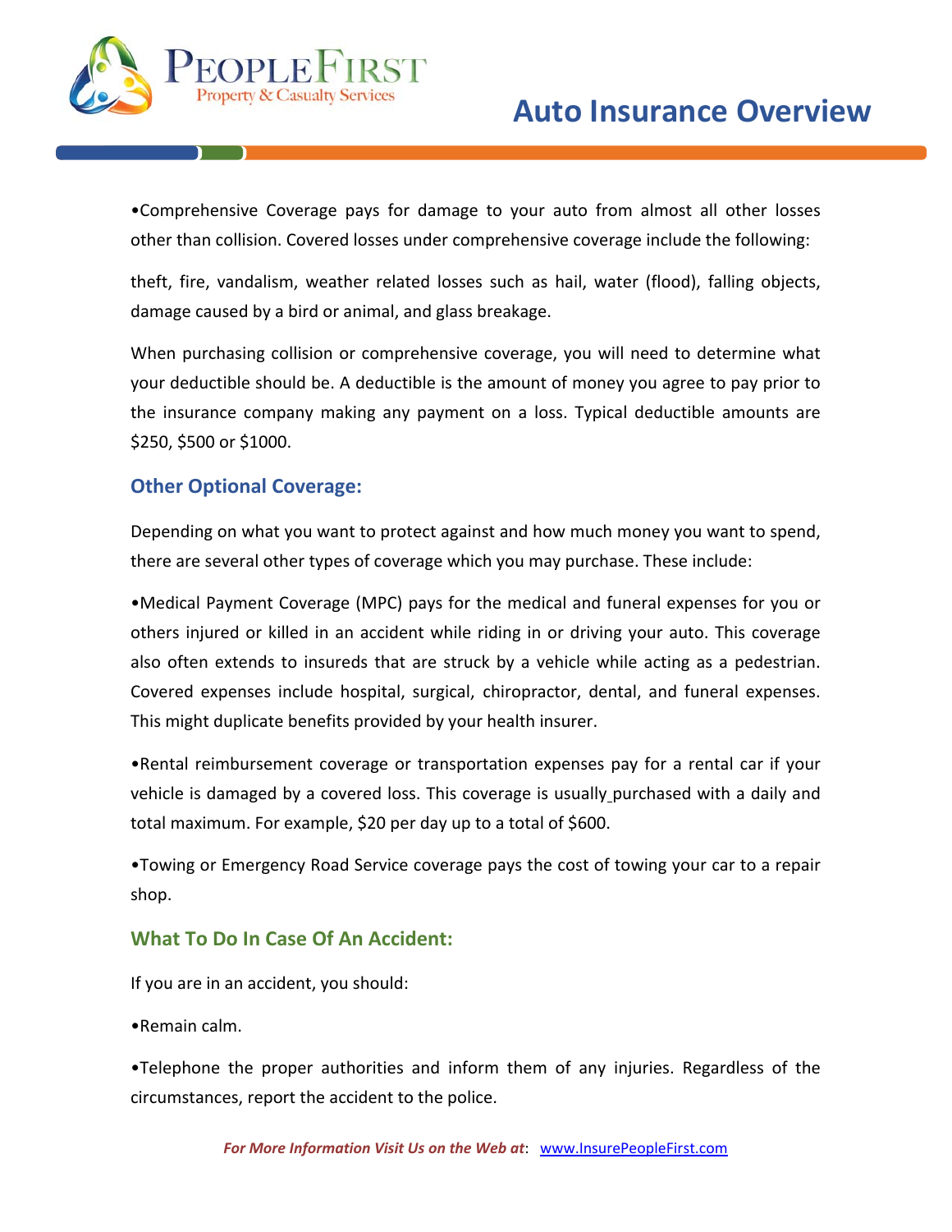•Comprehensive Coverage pays for damage to your auto from almost all other losses other than collision. Covered losses under comprehensive coverage include the following:

theft, fire, vandalism, weather related losses such as hail, water (flood), falling objects, damage caused by a bird or animal, and glass breakage.

When purchasing collision or comprehensive coverage, you will need to determine what your deductible should be. A deductible is the amount of money you agree to pay prior to the insurance company making any payment on a loss. Typical deductible amounts are $250, $500 or $1000.

## Other Optional Coverage:

Depending on what you want to protect against and how much money you want to spend, there are several other types of coverage which you may purchase. These include:

•Medical Payment Coverage (MPC) pays for the medical and funeral expenses for you or others injured or killed in an accident while riding in or driving your auto. This coverage also often extends to insureds that are struck by a vehicle while acting as a pedestrian. Covered expenses include hospital, surgical, chiropractor, dental, and funeral expenses. This might duplicate benefits provided by your health insurer.

•Rental reimbursement coverage or transportation expenses pay for a rental car if your vehicle is damaged by a covered loss. This coverage is usually purchased with a daily and total maximum. For example, $20 per day up to a total of $600.

•Towing or Emergency Road Service coverage pays the cost of towing your car to a repair shop.

## What To Do In Case Of An Accident:

If you are in an accident, you should:

•Remain calm.

•Telephone the proper authorities and inform them of any injuries. Regardless of the circumstances, report the accident to the police.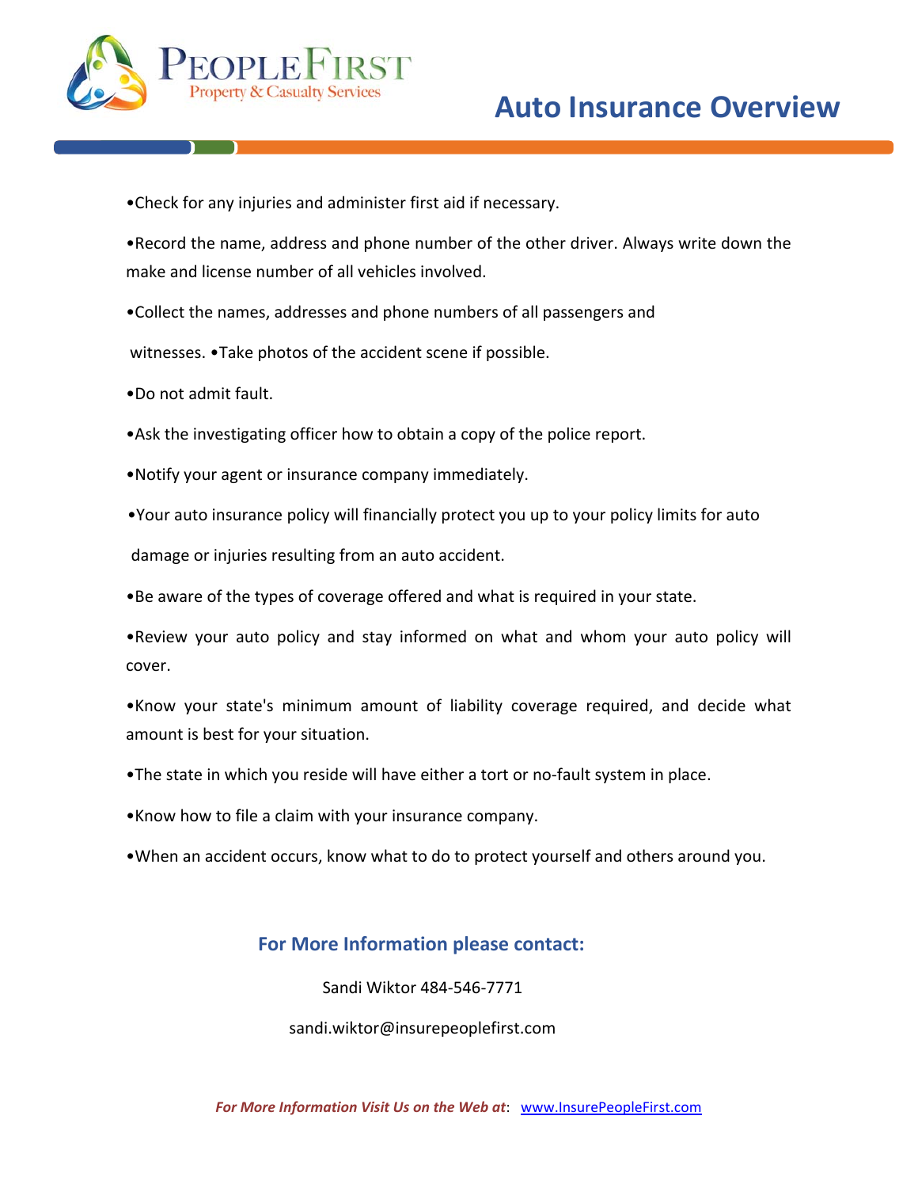# Auto Insurance Overview

- Check for any injuries and administer first aid if necessary.
- Record the name, address and phone number of the other driver. Always write down the make and license number of all vehicles involved.
- Collect the names, addresses and phone numbers of all passengers and witnesses.
- Take photos of the accident scene if possible.
- Do not admit fault.
- Ask the investigating officer how to obtain a copy of the police report.
- Notify your agent or insurance company immediately.
- Your auto insurance policy will financially protect you up to your policy limits for auto damage or injuries resulting from an auto accident.
- Be aware of the types of coverage offered and what is required in your state.
- Review your auto policy and stay informed on what and whom your auto policy will cover.
- Know your state's minimum amount of liability coverage required, and decide what amount is best for your situation.
- The state in which you reside will have either a tort or no-fault system in place.
- Know how to file a claim with your insurance company.
- When an accident occurs, know what to do to protect yourself and others around you.

## For More Information please contact:

Sandi Wiktor 484-546-7771

sandi.wiktor@insurepeoplefirst.com

***For More Information Visit Us on the Web at***: www.InsurePeopleFirst.com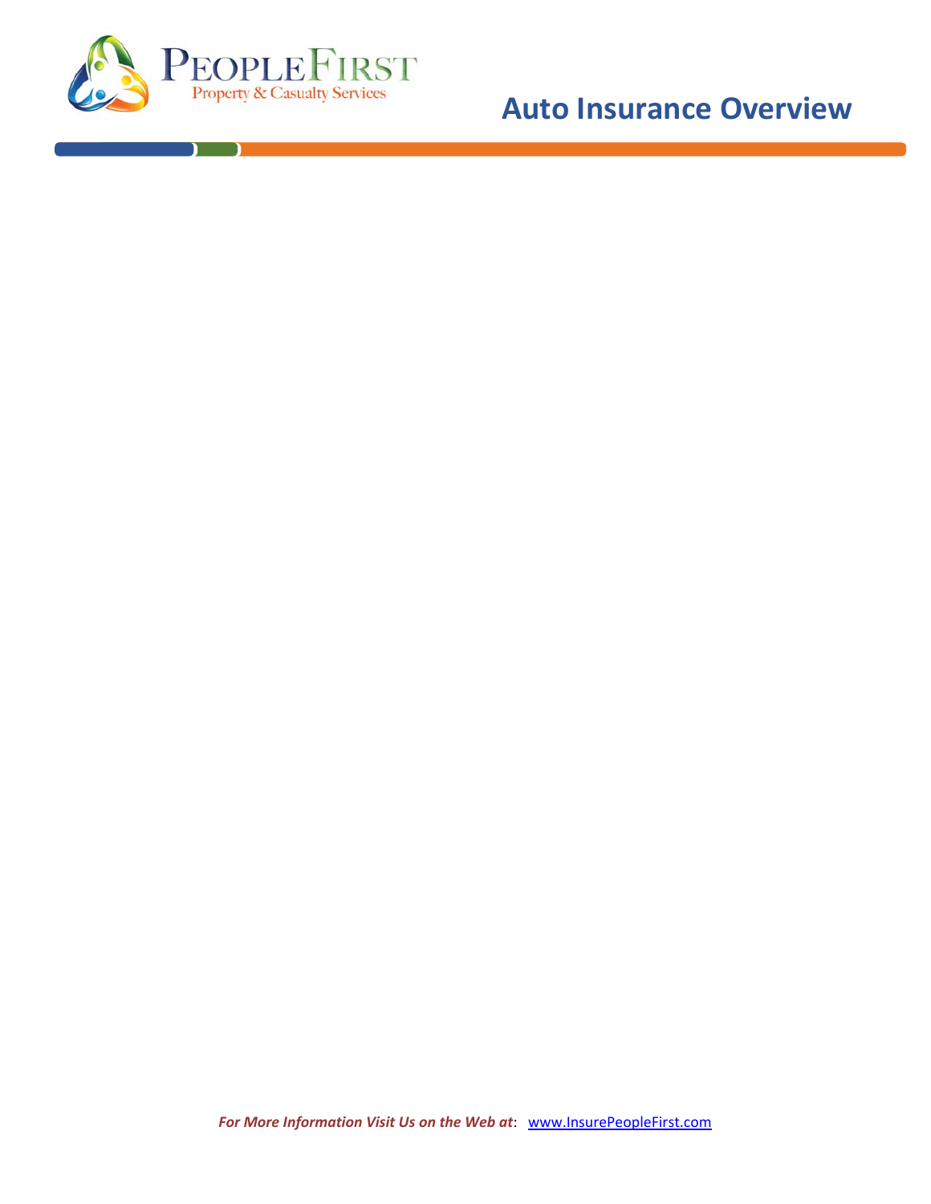# Auto Insurance Overview

*For More Information Visit Us on the Web at*: www.InsurePeopleFirst.com